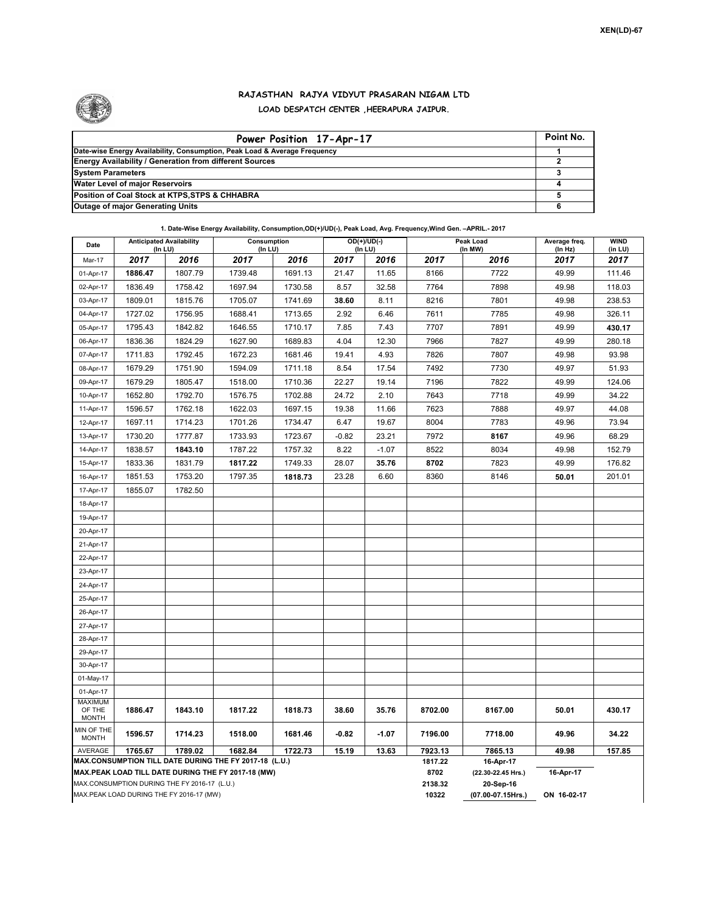XEN(LD)-67

# RAJASTHAN RAJYA VIDYUT PRASARAN NIGAM LTD
## LOAD DESPATCH CENTER ,HEERAPURA JAIPUR.

| Power Position 17-Apr-17 | Point No. |
|---|---|
| Date-wise Energy Availability, Consumption, Peak Load & Average Frequency | 1 |
| Energy Availability / Generation from different Sources | 2 |
| System Parameters | 3 |
| Water Level of major Reservoirs | 4 |
| Position of Coal Stock at KTPS,STPS & CHHABRA | 5 |
| Outage of major Generating Units | 6 |

**1. Date-Wise Energy Availability, Consumption,OD(+)/UD(-), Peak Load, Avg. Frequency,Wind Gen. –APRIL.- 2017**

| Date | Anticipated Availability (In LU) | | Consumption (In LU) | | OD(+)/UD(-) (In LU) | | Peak Load (In MW) | | Average freq. (In Hz) | WIND (in LU) |
|---|---|---|---|---|---|---|---|---|---|---|
| Mar-17 | 2017 | 2016 | 2017 | 2016 | 2017 | 2016 | 2017 | 2016 | 2017 | 2017 |
| 01-Apr-17 | 1886.47 | 1807.79 | 1739.48 | 1691.13 | 21.47 | 11.65 | 8166 | 7722 | 49.99 | 111.46 |
| 02-Apr-17 | 1836.49 | 1758.42 | 1697.94 | 1730.58 | 8.57 | 32.58 | 7764 | 7898 | 49.98 | 118.03 |
| 03-Apr-17 | 1809.01 | 1815.76 | 1705.07 | 1741.69 | 38.60 | 8.11 | 8216 | 7801 | 49.98 | 238.53 |
| 04-Apr-17 | 1727.02 | 1756.95 | 1688.41 | 1713.65 | 2.92 | 6.46 | 7611 | 7785 | 49.98 | 326.11 |
| 05-Apr-17 | 1795.43 | 1842.82 | 1646.55 | 1710.17 | 7.85 | 7.43 | 7707 | 7891 | 49.99 | 430.17 |
| 06-Apr-17 | 1836.36 | 1824.29 | 1627.90 | 1689.83 | 4.04 | 12.30 | 7966 | 7827 | 49.99 | 280.18 |
| 07-Apr-17 | 1711.83 | 1792.45 | 1672.23 | 1681.46 | 19.41 | 4.93 | 7826 | 7807 | 49.98 | 93.98 |
| 08-Apr-17 | 1679.29 | 1751.90 | 1594.09 | 1711.18 | 8.54 | 17.54 | 7492 | 7730 | 49.97 | 51.93 |
| 09-Apr-17 | 1679.29 | 1805.47 | 1518.00 | 1710.36 | 22.27 | 19.14 | 7196 | 7822 | 49.99 | 124.06 |
| 10-Apr-17 | 1652.80 | 1792.70 | 1576.75 | 1702.88 | 24.72 | 2.10 | 7643 | 7718 | 49.99 | 34.22 |
| 11-Apr-17 | 1596.57 | 1762.18 | 1622.03 | 1697.15 | 19.38 | 11.66 | 7623 | 7888 | 49.97 | 44.08 |
| 12-Apr-17 | 1697.11 | 1714.23 | 1701.26 | 1734.47 | 6.47 | 19.67 | 8004 | 7783 | 49.96 | 73.94 |
| 13-Apr-17 | 1730.20 | 1777.87 | 1733.93 | 1723.67 | -0.82 | 23.21 | 7972 | 8167 | 49.96 | 68.29 |
| 14-Apr-17 | 1838.57 | 1843.10 | 1787.22 | 1757.32 | 8.22 | -1.07 | 8522 | 8034 | 49.98 | 152.79 |
| 15-Apr-17 | 1833.36 | 1831.79 | 1817.22 | 1749.33 | 28.07 | 35.76 | 8702 | 7823 | 49.99 | 176.82 |
| 16-Apr-17 | 1851.53 | 1753.20 | 1797.35 | 1818.73 | 23.28 | 6.60 | 8360 | 8146 | 50.01 | 201.01 |
| 17-Apr-17 | 1855.07 | 1782.50 | | | | | | | | |
| 18-Apr-17 | | | | | | | | | | |
| 19-Apr-17 | | | | | | | | | | |
| 20-Apr-17 | | | | | | | | | | |
| 21-Apr-17 | | | | | | | | | | |
| 22-Apr-17 | | | | | | | | | | |
| 23-Apr-17 | | | | | | | | | | |
| 24-Apr-17 | | | | | | | | | | |
| 25-Apr-17 | | | | | | | | | | |
| 26-Apr-17 | | | | | | | | | | |
| 27-Apr-17 | | | | | | | | | | |
| 28-Apr-17 | | | | | | | | | | |
| 29-Apr-17 | | | | | | | | | | |
| 30-Apr-17 | | | | | | | | | | |
| 01-May-17 | | | | | | | | | | |
| 01-Apr-17 | | | | | | | | | | |
| MAXIMUM OF THE MONTH | 1886.47 | 1843.10 | 1817.22 | 1818.73 | 38.60 | 35.76 | 8702.00 | 8167.00 | 50.01 | 430.17 |
| MIN OF THE MONTH | 1596.57 | 1714.23 | 1518.00 | 1681.46 | -0.82 | -1.07 | 7196.00 | 7718.00 | 49.96 | 34.22 |
| AVERAGE | 1765.67 | 1789.02 | 1682.84 | 1722.73 | 15.19 | 13.63 | 7923.13 | 7865.13 | 49.98 | 157.85 |
| MAX.CONSUMPTION TILL DATE DURING THE FY 2017-18 (L.U.) | | | | | | | 1817.22 | 16-Apr-17 | | |
| MAX.PEAK LOAD TILL DATE DURING THE FY 2017-18 (MW) | | | | | | | 8702 | (22.30-22.45 Hrs.) | 16-Apr-17 | |
| MAX.CONSUMPTION DURING THE FY 2016-17 (L.U.) | | | | | | | 2138.32 | 20-Sep-16 | | |
| MAX.PEAK LOAD DURING THE FY 2016-17 (MW) | | | | | | | 10322 | (07.00-07.15Hrs.) | ON 16-02-17 | |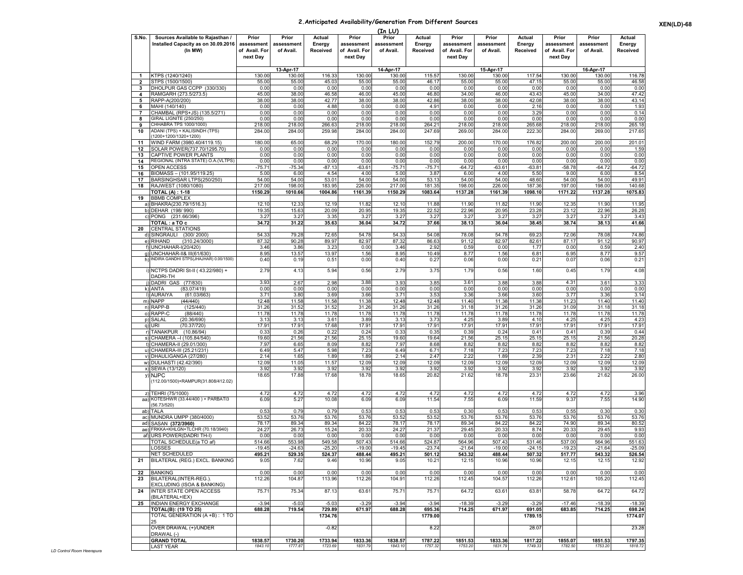## 2.Anticipated Availability/Generation From Different Sources

XEN(LD)-68

(In LU)

| S.No. | Sources Available to Rajasthan / Installed Capacity as on 30.09.2016 (In MW) | Prior assessment of Avail. For next Day | Prior assessment of Avail. | Actual Energy Received | Prior assessment of Avail. For next Day | Prior assessment of Avail. | Actual Energy Received | Prior assessment of Avail. For next Day | Prior assessment of Avail. | Actual Energy Received | Prior assessment of Avail. For next Day | Prior assessment of Avail. | Actual Energy Received |
|---|---|---|---|---|---|---|---|---|---|---|---|---|---|
| | | | 13-Apr-17 | | | 14-Apr-17 | | | 15-Apr-17 | | | 16-Apr-17 | |
| 1 | KTPS (1240/1240) | 130.00 | 130.00 | 116.33 | 130.00 | 130.00 | 115.57 | 130.00 | 130.00 | 117.54 | 130.00 | 130.00 | 116.78 |
| 2 | STPS (1500/1500) | 55.00 | 55.00 | 45.03 | 55.00 | 55.00 | 46.17 | 55.00 | 55.00 | 47.15 | 55.00 | 55.00 | 46.58 |
| 3 | DHOLPUR GAS CCPP (330/330) | 0.00 | 0.00 | 0.00 | 0.00 | 0.00 | 0.00 | 0.00 | 0.00 | 0.00 | 0.00 | 0.00 | 0.00 |
| 4 | RAMGARH (273.5/273.5) | 45.00 | 38.00 | 46.58 | 46.00 | 45.00 | 46.80 | 34.00 | 46.00 | 43.43 | 45.00 | 34.00 | 47.42 |
| 5 | RAPP-A(200/200) | 38.00 | 38.00 | 42.77 | 38.00 | 38.00 | 42.86 | 38.00 | 38.00 | 42.08 | 38.00 | 38.00 | 43.14 |
| 6 | MAHI (140/140) | 0.00 | 0.00 | 4.88 | 0.00 | 0.00 | 4.91 | 0.00 | 0.00 | 2.16 | 0.00 | 0.00 | 1.93 |
| 7 | CHAMBAL (RPS+JS) (135.5/271) | 0.00 | 0.00 | 0.00 | 0.00 | 0.00 | 0.00 | 0.00 | 0.00 | 3.29 | 0.00 | 0.00 | 0.14 |
| 8 | GIRAL LIGNITE (250/250) | 0.00 | 0.00 | 0.00 | 0.00 | 0.00 | 0.00 | 0.00 | 0.00 | 0.00 | 0.00 | 0.00 | 0.00 |
| 9 | CHHABRA TPS 1000/1000) | 218.00 | 218.00 | 266.63 | 218.00 | 218.00 | 264.21 | 218.00 | 218.00 | 265.68 | 218.00 | 218.00 | 265.18 |
| 10 | ADANI (TPS) + KALISINDH (TPS) (1200+1200/1320+1200) | 284.00 | 284.00 | 259.98 | 284.00 | 284.00 | 247.69 | 269.00 | 284.00 | 222.30 | 284.00 | 269.00 | 217.65 |
| 11 | WIND FARM (3980.40/4119.15) | 180.00 | 65.00 | 68.29 | 170.00 | 180.00 | 152.79 | 200.00 | 170.00 | 176.82 | 200.00 | 200.00 | 201.01 |
| 12 | SOLAR POWER(737.70/1295.70) | 0.00 | 0.00 | 0.00 | 0.00 | 0.00 | 0.00 | 0.00 | 0.00 | 0.00 | 0.00 | 0.00 | 1.59 |
| 13 | CAPTIVE POWER PLANTS | 0.00 | 0.00 | 0.00 | 0.00 | 0.00 | 0.00 | 0.00 | 0.00 | 0.00 | 0.00 | 0.00 | 0.00 |
| 14 | REGIONAL (INTRA STATE) O.A.(VLTPS) | 0.00 | 0.00 | 0.00 | 0.00 | 0.00 | 0.00 | 0.00 | 0.00 | 0.00 | 0.00 | 0.00 | 0.00 |
| 15 | OPEN ACCESS | -75.71 | -75.34 | -87.13 | -63.61 | -75.71 | -75.71 | -64.72 | -63.61 | -63.81 | -58.78 | -64.72 | -64.72 |
| 16 | BIOMASS – (101.95/119.25) | 5.00 | 6.00 | 4.54 | 4.00 | 5.00 | 3.87 | 6.00 | 4.00 | 5.50 | 9.00 | 6.00 | 8.54 |
| 17 | BARSINGHSAR LTPS(250/250) | 54.00 | 54.00 | 53.01 | 54.00 | 54.00 | 53.13 | 54.00 | 54.00 | 48.60 | 54.00 | 54.00 | 49.91 |
| 18 | RAJWEST (1080/1080) | 217.00 | 198.00 | 183.95 | 226.00 | 217.00 | 181.35 | 198.00 | 226.00 | 187.36 | 197.00 | 198.00 | 140.68 |
| | **TOTAL (A) : 1-18** | **1150.29** | **1010.66** | **1004.86** | **1161.39** | **1150.29** | **1083.64** | **1137.28** | **1161.39** | **1098.10** | **1171.22** | **1137.28** | **1075.83** |
| 19 | BBMB COMPLEX | | | | | | | | | | | | |
| | a) BHAKRA(230.79/1516.3) | 12.10 | 12.33 | 12.19 | 11.82 | 12.10 | 11.88 | 11.90 | 11.82 | 11.90 | 12.35 | 11.90 | 11.95 |
| | b) DEHAR (198/ 990) | 19.35 | 15.63 | 20.09 | 20.95 | 19.35 | 22.52 | 22.96 | 20.95 | 23.28 | 23.12 | 22.96 | 26.28 |
| | c) PONG (231.66/396) | 3.27 | 3.27 | 3.35 | 3.27 | 3.27 | 3.27 | 3.27 | 3.27 | 3.27 | 3.27 | 3.27 | 3.43 |
| | **TOTAL : a TO c** | **34.72** | **31.22** | **35.63** | **36.04** | **34.72** | **37.66** | **38.13** | **36.04** | **38.45** | **38.74** | **38.13** | **41.66** |
| 20 | CENTRAL STATIONS | | | | | | | | | | | | |
| | d) SINGRAULI (300/ 2000) | 54.33 | 79.28 | 72.65 | 54.78 | 54.33 | 54.08 | 78.08 | 54.78 | 69.23 | 72.06 | 78.08 | 74.86 |
| | e) RIHAND (310.24/3000) | 87.32 | 90.28 | 89.97 | 82.97 | 87.32 | 86.63 | 91.12 | 82.97 | 82.61 | 87.17 | 91.12 | 90.97 |
| | f) UNCHAHAR-I(20/420) | 3.46 | 3.86 | 3.23 | 0.00 | 3.46 | 2.92 | 0.59 | 0.00 | 1.77 | 0.00 | 0.59 | 2.40 |
| | g) UNCHAHAR-II& III(61/630) | 8.95 | 13.57 | 13.97 | 1.56 | 8.95 | 10.49 | 8.77 | 1.56 | 6.81 | 6.95 | 8.77 | 9.57 |
| | h) INDIRA GANDHI STPS(JHAJHAR) 0.00/1500) | 0.40 | 0.19 | 0.51 | 0.00 | 0.40 | 0.27 | 0.06 | 0.00 | 0.21 | 0.07 | 0.06 | 0.21 |
| | i) NCTPS DADRI St-II ( 43.22/980) + DADRI-TH | 2.79 | 4.13 | 5.94 | 0.56 | 2.79 | 3.75 | 1.79 | 0.56 | 1.60 | 0.45 | 1.79 | 4.08 |
| | j) DADRI GAS (77/830) | 3.93 | 2.67 | 2.98 | 3.88 | 3.93 | 3.85 | 3.61 | 3.88 | 3.88 | 4.31 | 3.61 | 3.33 |
| | k) ANTA (83.07/419) | 0.00 | 0.00 | 0.00 | 0.00 | 0.00 | 0.00 | 0.00 | 0.00 | 0.00 | 0.00 | 0.00 | 0.00 |
| | l) AURAIYA (61.03/663) | 3.71 | 3.80 | 3.69 | 3.66 | 3.71 | 3.53 | 3.36 | 3.66 | 3.60 | 3.77 | 3.36 | 3.14 |
| | m) NAPP (44/440) | 12.48 | 11.58 | 11.58 | 11.38 | 12.48 | 12.48 | 11.40 | 11.38 | 11.38 | 11.23 | 11.40 | 11.40 |
| | n) RAPP-B (125/440) | 31.26 | 31.52 | 31.52 | 31.26 | 31.26 | 31.26 | 31.18 | 31.26 | 31.26 | 31.09 | 31.18 | 31.18 |
| | o) RAPP-C (88/440) | 11.78 | 11.78 | 11.78 | 11.78 | 11.78 | 11.78 | 11.78 | 11.78 | 11.78 | 11.78 | 11.78 | 11.78 |
| | p) SALAL (20.36/690) | 3.13 | 3.13 | 3.61 | 3.89 | 3.13 | 3.73 | 4.25 | 3.89 | 4.10 | 4.25 | 4.25 | 4.23 |
| | q) URI (70.37/720) | 17.91 | 17.91 | 17.68 | 17.91 | 17.91 | 17.91 | 17.91 | 17.91 | 17.91 | 17.91 | 17.91 | 17.91 |
| | r) TANAKPUR (10.86/94) | 0.33 | 0.26 | 0.22 | 0.24 | 0.33 | 0.35 | 0.39 | 0.24 | 0.41 | 0.41 | 0.39 | 0.44 |
| | s) CHAMERA –I (105.84/540) | 19.60 | 21.56 | 21.56 | 25.15 | 19.60 | 19.64 | 21.56 | 25.15 | 25.15 | 25.15 | 21.56 | 20.28 |
| | t) CHAMERA-II (29.01/300) | 7.97 | 6.65 | 8.09 | 8.82 | 7.97 | 8.68 | 8.82 | 8.82 | 8.82 | 8.82 | 8.82 | 8.82 |
| | u) CHAMERA-III (25.21/231) | 6.49 | 5.47 | 5.98 | 7.23 | 6.49 | 6.71 | 7.18 | 7.23 | 7.23 | 7.23 | 7.18 | 7.18 |
| | v) DHAULIGANGA (27/280) | 2.14 | 1.65 | 1.89 | 1.89 | 2.14 | 2.47 | 2.22 | 1.89 | 2.39 | 2.31 | 2.22 | 2.80 |
| | w) DULHASTI (42.42/390) | 12.09 | 11.05 | 11.57 | 12.09 | 12.09 | 12.09 | 12.09 | 12.09 | 12.09 | 12.09 | 12.09 | 12.09 |
| | x) SEWA (13/120) | 3.92 | 3.92 | 3.92 | 3.92 | 3.92 | 3.92 | 3.92 | 3.92 | 3.92 | 3.92 | 3.92 | 3.92 |
| | y) NJPC (112.00/1500)+RAMPUR(31.808/412.02) | 18.65 | 17.88 | 17.68 | 18.78 | 18.65 | 20.82 | 21.62 | 18.78 | 23.31 | 23.66 | 21.62 | 26.00 |
| | z) TEHRI (75/1000) | 4.72 | 4.72 | 4.72 | 4.72 | 4.72 | 4.72 | 4.72 | 4.72 | 4.72 | 4.72 | 4.72 | 3.96 |
| | aa) KOTESHWR (33.44/400 ) + PARBATI3 (56.73/520) | 6.09 | 5.27 | 10.08 | 6.09 | 6.09 | 11.54 | 7.55 | 6.09 | 11.59 | 9.37 | 7.55 | 14.90 |
| | ab) TALA | 0.53 | 0.79 | 0.79 | 0.53 | 0.53 | 0.53 | 0.30 | 0.53 | 0.53 | 0.55 | 0.30 | 0.30 |
| | ac) MUNDRA UMPP (380/4000) | 53.52 | 53.76 | 53.76 | 53.76 | 53.52 | 53.52 | 53.76 | 53.76 | 53.76 | 53.76 | 53.76 | 53.76 |
| | ad) SASAN **(372/3960)** | 78.17 | 89.34 | 89.34 | 84.22 | 78.17 | 78.17 | 89.34 | 84.22 | 84.22 | 74.90 | 89.34 | 80.52 |
| | ae) FRKKA+KHLGN+TLCHR (70.18/3940) | 24.27 | 26.73 | 15.24 | 20.33 | 24.27 | 21.37 | 29.45 | 20.33 | 8.74 | 20.33 | 29.45 | 9.93 |
| | af) URS POWER(DADRI TH-I) | 0.00 | 0.00 | 0.00 | 0.00 | 0.00 | 0.00 | 0.00 | 0.00 | 0.00 | 0.00 | 0.00 | 0.00 |
| | TOTAL SCHEDULE(a TO af) | 514.66 | 553.98 | 549.58 | 507.43 | 514.66 | 524.87 | 564.96 | 507.43 | 531.46 | 537.00 | 564.96 | 551.63 |
| | LOSSES | -19.45 | -24.63 | -25.20 | -19.00 | -19.45 | -23.74 | -21.64 | -19.00 | -24.15 | -19.23 | -21.64 | -25.09 |
| | **NET SCHEDULED** | **495.21** | **529.35** | **524.37** | **488.44** | **495.21** | **501.12** | **543.32** | **488.44** | **507.32** | **517.77** | **543.32** | **526.54** |
| 21 | BILATERAL (REG.) EXCL. BANKING | 9.05 | 7.62 | 9.46 | 10.96 | 9.05 | 10.21 | 12.15 | 10.96 | 10.96 | 12.15 | 12.15 | 12.92 |
| 22 | BANKING | 0.00 | 0.00 | 0.00 | 0.00 | 0.00 | 0.00 | 0.00 | 0.00 | 0.00 | 0.00 | 0.00 | 0.00 |
| 23 | BILATERAL(INTER-REG.). EXCLUDING (ISOA & BANKING) | 112.26 | 104.87 | 113.96 | 112.26 | 104.91 | 112.26 | 112.45 | 104.57 | 112.26 | 112.61 | 105.20 | 112.45 |
| 24 | INTER STATE OPEN ACCESS (BILATERAL+IEX) | 75.71 | 75.34 | 87.13 | 63.61 | 75.71 | 75.71 | 64.72 | 63.61 | 63.81 | 58.78 | 64.72 | 64.72 |
| 25 | INDIAN ENERGY EXCHANGE | -3.94 | -5.03 | -5.03 | -3.29 | -3.94 | -3.94 | -18.39 | -3.29 | -3.29 | -17.46 | -18.39 | -18.39 |
| | **TOTAL(B): (19 TO 25)** | **688.28** | **719.54** | **729.89** | **671.97** | **688.28** | **695.36** | **714.25** | **671.97** | **691.05** | **683.85** | **714.25** | **698.24** |
| | TOTAL GENERATION (A +B) : 1 TO 25 | | | **1734.76** | | | **1779.00** | | | **1789.15** | | | **1774.07** |
| | OVER DRAWAL (+)/UNDER DRAWAL (-) | | | -0.82 | | | 8.22 | | | 28.07 | | | 23.28 |
| | **GRAND TOTAL** | **1838.57** | **1730.20** | **1733.94** | **1833.36** | **1838.57** | **1787.22** | **1851.53** | **1833.36** | **1817.22** | **1855.07** | **1851.53** | **1797.35** |
| | LAST YEAR | *1843.10* | *1777.87* | *1723.69* | *1831.79* | *1843.10* | *1757.32* | *1753.20* | *1831.79* | *1749.33* | *1782.50* | *1753.20* | *1818.72* |

*LD Control Room Heerapura*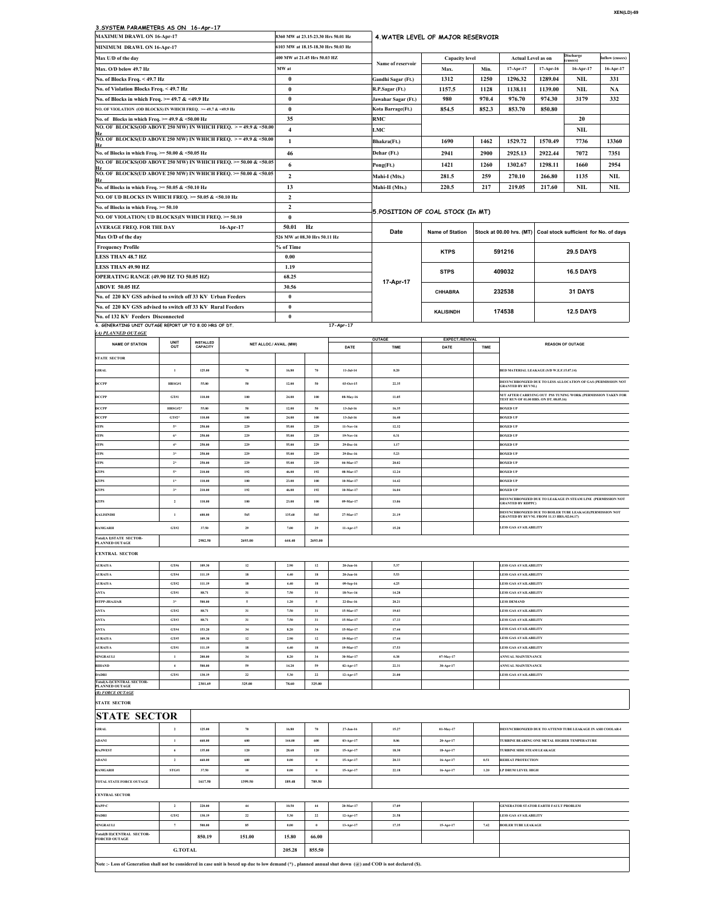XEN(LD)-69

## 3.SYSTEM PARAMETERS AS ON 16-Apr-17

| | |
|---|---|
| MAXIMUM DRAWL ON 16-Apr-17 | 8360 MW at 23.15-23.30 Hrs 50.01 Hz |
| MINIMUM DRAWL ON 16-Apr-17 | 6103 MW at 18.15-18.30 Hrs 50.03 Hz |
| Max U/D of the day | 400 MW at 21.45 Hrs 50.03 HZ |
| Max. O/D below 49.7 Hz | MW at |
| No. of Blocks Freq. < 49.7 Hz | 0 |
| No. of Violation Blocks Freq. < 49.7 Hz | 0 |
| No. of Blocks in which Freq. >= 49.7 & <49.9 Hz | 0 |
| NO. OF VIOLATION (OD BLOCKS) IN WHICH FREQ. >= 49.7 & <49.9 Hz | 0 |
| No. of Blocks in which Freq. >= 49.9 & <50.00 Hz | 35 |
| NO. OF BLOCKS(OD ABOVE 250 MW) IN WHICH FREQ. > = 49.9 & <50.00 Hz | 4 |
| NO. OF BLOCKS(UD ABOVE 250 MW) IN WHICH FREQ. > = 49.9 & <50.00 Hz | 1 |
| No. of Blocks in which Freq. >= 50.00 & <50.05 Hz | 46 |
| NO. OF BLOCKS(OD ABOVE 250 MW) IN WHICH FREQ. >= 50.00 & <50.05 Hz | 6 |
| NO. OF BLOCKS(UD ABOVE 250 MW) IN WHICH FREQ. >= 50.00 & <50.05 Hz | 2 |
| No. of Blocks in which Freq. >= 50.05 & <50.10 Hz | 13 |
| NO. OF UD BLOCKS IN WHICH FREQ. >= 50.05 & <50.10 Hz | 2 |
| No. of Blocks in which Freq. >= 50.10 | 2 |
| NO. OF VIOLATION( UD BLOCKS)IN WHICH FREQ. >= 50.10 | 0 |
| AVERAGE FREQ. FOR THE DAY 16-Apr-17 | 50.01 Hz |
| Max O/D of the day | 526 MW at 08.30 Hrs 50.11 Hz |
| Frequency Profile | % of Time |
| LESS THAN 48.7 HZ | 0.00 |
| LESS THAN 49.90 HZ | 1.19 |
| OPERATING RANGE (49.90 HZ TO 50.05 HZ) | 68.25 |
| ABOVE 50.05 HZ | 30.56 |
| No. of 220 KV GSS advised to switch off 33 KV Urban Feeders | 0 |
| No. of 220 KV GSS advised to switch off 33 KV Rural Feeders | 0 |
| No. of 132 KV Feeders Disconnected | 0 |

## 4.WATER LEVEL OF MAJOR RESERVOIR

| Name of reservoir | Capacity level | | Actual Level as on | | Discharge (cusecs) | Inflow (cusecs) |
|---|---|---|---|---|---|---|
| | Max. | Min. | 17-Apr-17 | 17-Apr-16 | 16-Apr-17 | 16-Apr-17 |
| Gandhi Sagar (Ft.) | 1312 | 1250 | 1296.32 | 1289.04 | NIL | 331 |
| R.P.Sagar (Ft.) | 1157.5 | 1128 | 1138.11 | 1139.00 | NIL | NA |
| Jawahar Sagar (Ft.) | 980 | 970.4 | 976.70 | 974.30 | 3179 | 332 |
| Kota Barrage(Ft.) | 854.5 | 852.3 | 853.70 | 850.80 | | |
| RMC | | | | | 20 | |
| LMC | | | | | NIL | |
| Bhakra(Ft.) | 1690 | 1462 | 1529.72 | 1570.49 | 7736 | 13360 |
| Dehar (Ft.) | 2941 | 2900 | 2925.13 | 2922.44 | 7072 | 7351 |
| Pong(Ft.) | 1421 | 1260 | 1302.67 | 1298.11 | 1660 | 2954 |
| Mahi-I (Mts.) | 281.5 | 259 | 270.10 | 266.80 | 1135 | NIL |
| Mahi-II (Mts.) | 220.5 | 217 | 219.05 | 217.60 | NIL | NIL |

## 5.POSITION OF COAL STOCK (In MT)

| Date | Name of Station | Stock at 00.00 hrs. (MT) | Coal stock sufficient for No. of days |
|---|---|---|---|
| 17-Apr-17 | KTPS | 591216 | 29.5 DAYS |
| | STPS | 409032 | 16.5 DAYS |
| | CHHABRA | 232538 | 31 DAYS |
| | KALISINDH | 174538 | 12.5 DAYS |

## 6. GENERATING UNIT OUTAGE REPORT UP TO 8.00 HRS OF DT. 17-Apr-17

*(A) PLANNED OUTAGE*

| NAME OF STATION | UNIT OUT | INSTALLED CAPACITY | NET ALLOC./ AVAIL. (MW) | | | OUTAGE DATE | OUTAGE TIME | EXPECT./REVIVAL DATE | EXPECT./REVIVAL TIME | REASON OF OUTAGE |
|---|---|---|---|---|---|---|---|---|---|---|
| STATE SECTOR | | | | | | | | | | |
| GIRAL | 1 | 125.00 | 70 | 16.80 | 70 | 11-Jul-14 | 8.20 | | | BED MATERIAL LEAKAGE (S/D W.E.F.15.07.14) |
| DCCPP | HRSG#1 | 55.00 | 50 | 12.00 | 50 | 03-Oct-15 | 22.35 | | | DESYNCHRONIZED DUE TO LESS ALLOCATION OF GAS (PERMISSION NOT GRANTED BY RUVNL) |
| DCCPP | GT#1 | 110.00 | 100 | 24.00 | 100 | 08-May-16 | 11.05 | | | S/T AFTER CARRYING OUT PSS TUNING WORK (PERMISSION TAKEN FOR TEST RUN OF 01.00 HRS. ON DT. 08.05.16) |
| DCCPP | HRSG#2* | 55.00 | 50 | 12.00 | 50 | 13-Jul-16 | 16.35 | | | BOXED UP |
| DCCPP | GT#2* | 110.00 | 100 | 24.00 | 100 | 13-Jul-16 | 16.40 | | | BOXED UP |
| STPS | 5* | 250.00 | 229 | 55.00 | 229 | 11-Nov-16 | 12.32 | | | BOXED UP |
| STPS | 6* | 250.00 | 229 | 55.00 | 229 | 19-Nov-16 | 0.31 | | | BOXED UP |
| STPS | 4* | 250.00 | 229 | 55.00 | 229 | 29-Dec-16 | 1.17 | | | BOXED UP |
| STPS | 3* | 250.00 | 229 | 55.00 | 229 | 29-Dec-16 | 5.23 | | | BOXED UP |
| STPS | 2* | 250.00 | 229 | 55.00 | 229 | 04-Mar-17 | 20.02 | | | BOXED UP |
| KTPS | 5* | 210.00 | 192 | 46.00 | 192 | 08-Mar-17 | 12.24 | | | BOXED UP |
| KTPS | 1* | 110.00 | 100 | 23.00 | 100 | 10-Mar-17 | 14.42 | | | BOXED UP |
| KTPS | 3* | 210.00 | 192 | 46.00 | 192 | 10-Mar-17 | 16.04 | | | BOXED UP |
| KTPS | 2 | 110.00 | 100 | 23.00 | 100 | 09-Mar-17 | 13.06 | | | DESYNCHRONIZED DUE TO LEAKAGE IN STEAM LINE (PERMISSION NOT GRANTED BY RDPPC) |
| KALISINDH | 1 | 600.00 | 565 | 135.60 | 565 | 27-Mar-17 | 21.19 | | | DESYNCHRONIZED DUE TO BOILER TUBE LEAKAGE(PERMISSION NOT GRANTED BY RUVNL FROM 11.13 HRS.02.04.17) |
| RAMGARH | GT#2 | 37.50 | 29 | 7.00 | 29 | 11-Apr-17 | 15.20 | | | LESS GAS AVAILABILITY |
| Total(A I)STATE SECTOR-PLANNED OUTAGE | | 2982.50 | 2693.00 | 644.40 | 2693.00 | | | | | |
| CENTRAL SECTOR | | | | | | | | | | |
| AURAIYA | GT#6 | 109.30 | 12 | 2.90 | 12 | 20-Jun-16 | 5.37 | | | LESS GAS AVAILABILITY |
| AURAIYA | GT#4 | 111.19 | 18 | 4.40 | 18 | 20-Jun-16 | 5.53 | | | LESS GAS AVAILABILITY |
| AURAIYA | GT#2 | 111.19 | 18 | 4.40 | 18 | 09-Sep-16 | 6.25 | | | LESS GAS AVAILABILITY |
| ANTA | GT#1 | 88.71 | 31 | 7.50 | 31 | 18-Nov-16 | 14.28 | | | LESS GAS AVAILABILITY |
| ISTPP-JHAJJAR | 3* | 500.00 | 5 | 1.20 | 5 | 22-Dec-16 | 20.21 | | | LESS DEMAND |
| ANTA | GT#2 | 88.71 | 31 | 7.50 | 31 | 15-Mar-17 | 19.03 | | | LESS GAS AVAILABILITY |
| ANTA | GT#3 | 88.71 | 31 | 7.50 | 31 | 15-Mar-17 | 17.33 | | | LESS GAS AVAILABILITY |
| ANTA | GT#4 | 153.20 | 34 | 8.20 | 34 | 15-Mar-17 | 17.44 | | | LESS GAS AVAILABILITY |
| AURAIYA | GT#5 | 109.30 | 12 | 2.90 | 12 | 19-Mar-17 | 17.44 | | | LESS GAS AVAILABILITY |
| AURAIYA | GT#1 | 111.19 | 18 | 4.40 | 18 | 19-Mar-17 | 17.53 | | | LESS GAS AVAILABILITY |
| SINGRAULI | 1 | 200.00 | 34 | 8.20 | 34 | 30-Mar-17 | 0.38 | 07-May-17 | | ANNUAL MAINTENANCE |
| RIHAND | 4 | 500.00 | 59 | 14.20 | 59 | 02-Apr-17 | 22.31 | 30-Apr-17 | | ANNUAL MAINTENANCE |
| DADRI | GT#1 | 130.19 | 22 | 5.30 | 22 | 12-Apr-17 | 21.00 | | | LESS GAS AVAILABILITY |
| Total(A-I)CENTRAL SECTOR-PLANNED OUTAGE | | 2301.69 | 325.00 | 78.60 | 325.00 | | | | | |

*(B) FORCE OUTAGE*

| NAME OF STATION | UNIT OUT | INSTALLED CAPACITY | NET ALLOC./ AVAIL. (MW) | | | OUTAGE DATE | OUTAGE TIME | EXPECT./REVIVAL DATE | EXPECT./REVIVAL TIME | REASON OF OUTAGE |
|---|---|---|---|---|---|---|---|---|---|---|
| STATE SECTOR | | | | | | | | | | |
| GIRAL | 2 | 125.00 | 70 | 16.80 | 70 | 27-Jan-16 | 15.27 | 01-May-17 | | DESYNCHRONIZED DUE TO ATTEND TUBE LEAKAGE IN ASH COOLAR-I |
| ADANI | 1 | 660.00 | 600 | 144.00 | 600 | 03-Apr-17 | 8.06 | 20-Apr-17 | | TURBINE BEARING ONE METAL HIGHER TEMPERATURE |
| RAJWEST | 6 | 135.00 | 120 | 28.68 | 120 | 15-Apr-17 | 18.30 | 18-Apr-17 | | TURBINE SIDE STEAM LEAKAGE |
| ADANI | 2 | 660.00 | 600 | 0.00 | 0 | 15-Apr-17 | 20.33 | 16-Apr-17 | 0.51 | REHEAT PROTECTION |
| RAMGARH | STG#1 | 37.50 | 10 | 0.00 | 0 | 15-Apr-17 | 22.18 | 16-Apr-17 | 1.20 | LP DRUM LEVEL HIGH |
| TOTAL STATE FORCE OUTAGE | | 1617.50 | 1399.50 | 189.48 | 789.50 | | | | | |
| CENTRAL SECTOR | | | | | | | | | | |
| RAPP-C | 2 | 220.00 | 44 | 10.50 | 44 | 20-Mar-17 | 17.09 | | | GENERATOR STATOR EARTH FAULT PROBLEM |
| DADRI | GT#2 | 130.19 | 22 | 5.30 | 22 | 12-Apr-17 | 21.58 | | | LESS GAS AVAILABILITY |
| SINGRAULI | 7 | 500.00 | 85 | 0.00 | 0 | 13-Apr-17 | 17.35 | 15-Apr-17 | 7.42 | BOILER TUBE LEAKAGE |
| Total(B II)CENTRAL SECTOR-FORCED OUTAGE | | 850.19 | 151.00 | 15.80 | 66.00 | | | | | |
| G.TOTAL | | | | 205.28 | 855.50 | | | | | |

Note :- Loss of Generation shall not be considered in case unit is boxed up due to low demand (*) , planned annual shut down (@) and COD is not declared ($).